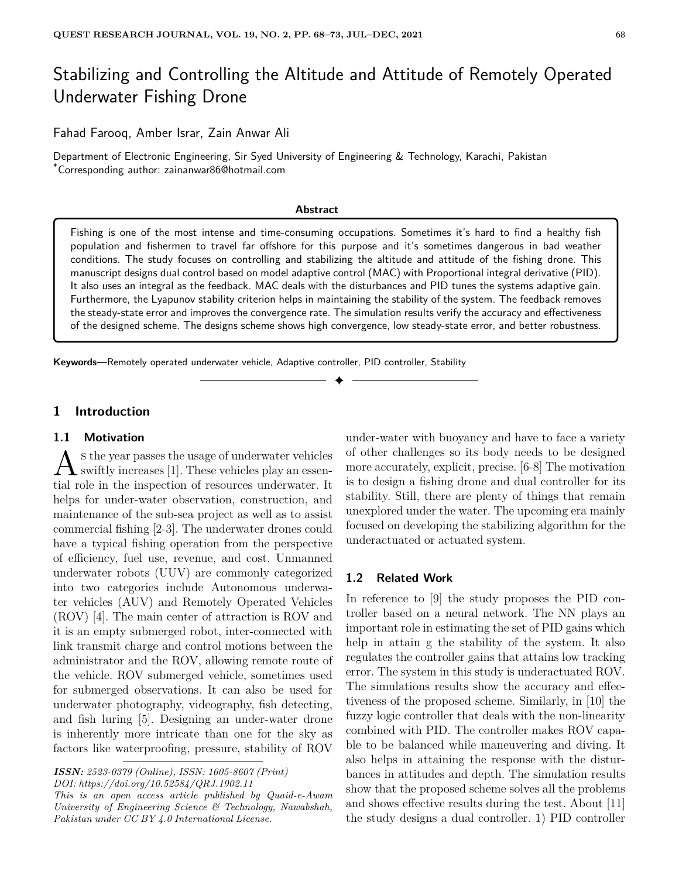# Stabilizing and Controlling the Altitude and Attitude of Remotely Operated Underwater Fishing Drone

Fahad Farooq, Amber Israr, Zain Anwar Ali

Department of Electronic Engineering, Sir Syed University of Engineering & Technology, Karachi, Pakistan
*Corresponding author: zainanwar86@hotmail.com

**Abstract**

Fishing is one of the most intense and time-consuming occupations. Sometimes it's hard to find a healthy fish population and fishermen to travel far offshore for this purpose and it's sometimes dangerous in bad weather conditions. The study focuses on controlling and stabilizing the altitude and attitude of the fishing drone. This manuscript designs dual control based on model adaptive control (MAC) with Proportional integral derivative (PID). It also uses an integral as the feedback. MAC deals with the disturbances and PID tunes the systems adaptive gain. Furthermore, the Lyapunov stability criterion helps in maintaining the stability of the system. The feedback removes the steady-state error and improves the convergence rate. The simulation results verify the accuracy and effectiveness of the designed scheme. The designs scheme shows high convergence, low steady-state error, and better robustness.

**Keywords**—Remotely operated underwater vehicle, Adaptive controller, PID controller, Stability

## 1 Introduction

### 1.1 Motivation

As the year passes the usage of underwater vehicles swiftly increases [1]. These vehicles play an essential role in the inspection of resources underwater. It helps for under-water observation, construction, and maintenance of the sub-sea project as well as to assist commercial fishing [2-3]. The underwater drones could have a typical fishing operation from the perspective of efficiency, fuel use, revenue, and cost. Unmanned underwater robots (UUV) are commonly categorized into two categories include Autonomous underwater vehicles (AUV) and Remotely Operated Vehicles (ROV) [4]. The main center of attraction is ROV and it is an empty submerged robot, inter-connected with link transmit charge and control motions between the administrator and the ROV, allowing remote route of the vehicle. ROV submerged vehicle, sometimes used for submerged observations. It can also be used for underwater photography, videography, fish detecting, and fish luring [5]. Designing an under-water drone is inherently more intricate than one for the sky as factors like waterproofing, pressure, stability of ROV under-water with buoyancy and have to face a variety of other challenges so its body needs to be designed more accurately, explicit, precise. [6-8] The motivation is to design a fishing drone and dual controller for its stability. Still, there are plenty of things that remain unexplored under the water. The upcoming era mainly focused on developing the stabilizing algorithm for the underactuated or actuated system.

### 1.2 Related Work

In reference to [9] the study proposes the PID controller based on a neural network. The NN plays an important role in estimating the set of PID gains which help in attain g the stability of the system. It also regulates the controller gains that attains low tracking error. The system in this study is underactuated ROV. The simulations results show the accuracy and effectiveness of the proposed scheme. Similarly, in [10] the fuzzy logic controller that deals with the non-linearity combined with PID. The controller makes ROV capable to be balanced while maneuvering and diving. It also helps in attaining the response with the disturbances in attitudes and depth. The simulation results show that the proposed scheme solves all the problems and shows effective results during the test. About [11] the study designs a dual controller. 1) PID controller

*ISSN: 2523-0379 (Online), ISSN: 1605-8607 (Print)*
*DOI: https://doi.org/10.52584/QRJ.1902.11*
*This is an open access article published by Quaid-e-Awam University of Engineering Science & Technology, Nawabshah, Pakistan under CC BY 4.0 International License.*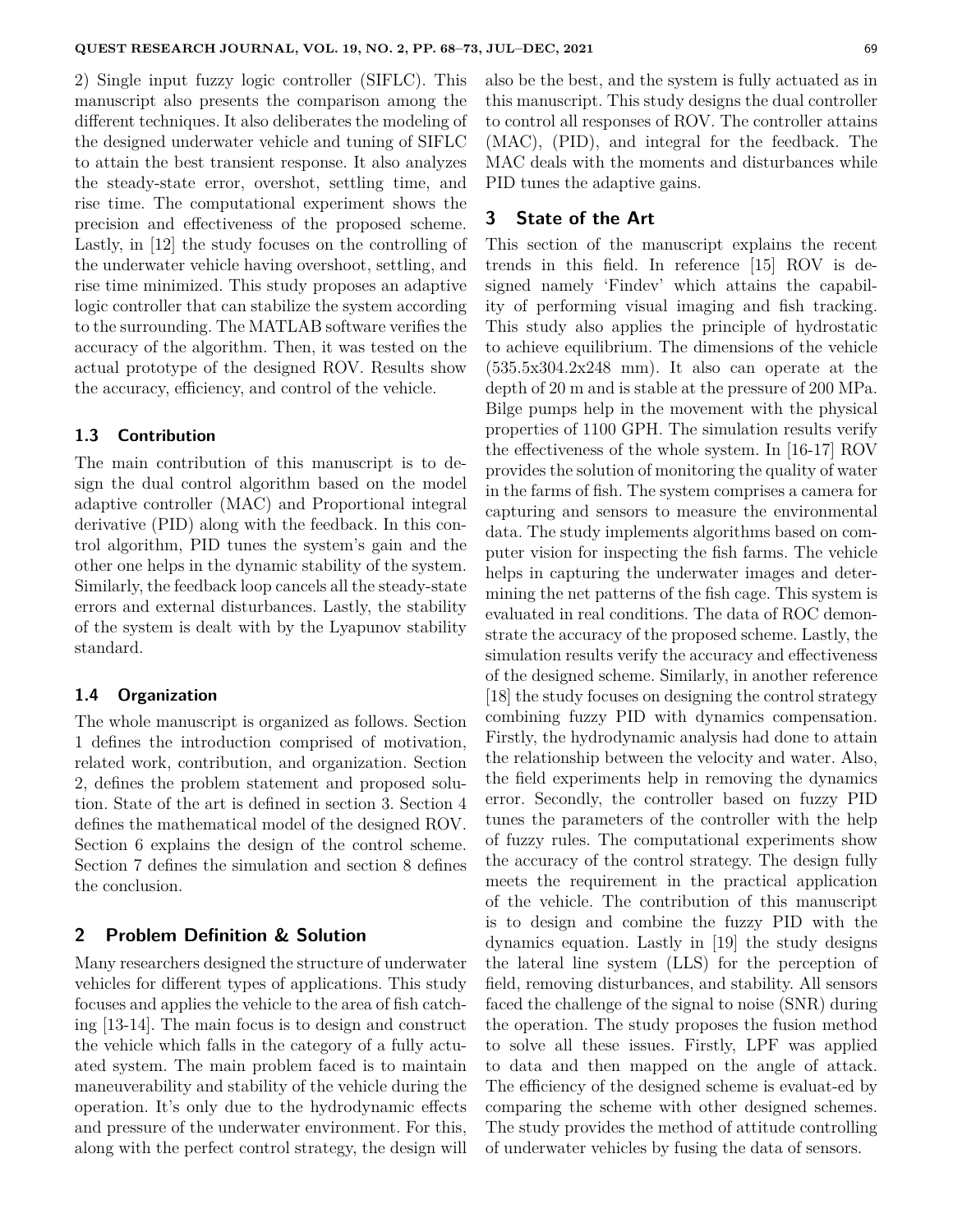2) Single input fuzzy logic controller (SIFLC). This manuscript also presents the comparison among the different techniques. It also deliberates the modeling of the designed underwater vehicle and tuning of SIFLC to attain the best transient response. It also analyzes the steady-state error, overshot, settling time, and rise time. The computational experiment shows the precision and effectiveness of the proposed scheme. Lastly, in [12] the study focuses on the controlling of the underwater vehicle having overshoot, settling, and rise time minimized. This study proposes an adaptive logic controller that can stabilize the system according to the surrounding. The MATLAB software verifies the accuracy of the algorithm. Then, it was tested on the actual prototype of the designed ROV. Results show the accuracy, efficiency, and control of the vehicle.

### 1.3 Contribution

The main contribution of this manuscript is to design the dual control algorithm based on the model adaptive controller (MAC) and Proportional integral derivative (PID) along with the feedback. In this control algorithm, PID tunes the system's gain and the other one helps in the dynamic stability of the system. Similarly, the feedback loop cancels all the steady-state errors and external disturbances. Lastly, the stability of the system is dealt with by the Lyapunov stability standard.

### 1.4 Organization

The whole manuscript is organized as follows. Section 1 defines the introduction comprised of motivation, related work, contribution, and organization. Section 2, defines the problem statement and proposed solution. State of the art is defined in section 3. Section 4 defines the mathematical model of the designed ROV. Section 6 explains the design of the control scheme. Section 7 defines the simulation and section 8 defines the conclusion.

## 2 Problem Definition & Solution

Many researchers designed the structure of underwater vehicles for different types of applications. This study focuses and applies the vehicle to the area of fish catching [13-14]. The main focus is to design and construct the vehicle which falls in the category of a fully actuated system. The main problem faced is to maintain maneuverability and stability of the vehicle during the operation. It's only due to the hydrodynamic effects and pressure of the underwater environment. For this, along with the perfect control strategy, the design will also be the best, and the system is fully actuated as in this manuscript. This study designs the dual controller to control all responses of ROV. The controller attains (MAC), (PID), and integral for the feedback. The MAC deals with the moments and disturbances while PID tunes the adaptive gains.

## 3 State of the Art

This section of the manuscript explains the recent trends in this field. In reference [15] ROV is designed namely 'Findev' which attains the capability of performing visual imaging and fish tracking. This study also applies the principle of hydrostatic to achieve equilibrium. The dimensions of the vehicle (535.5x304.2x248 mm). It also can operate at the depth of 20 m and is stable at the pressure of 200 MPa. Bilge pumps help in the movement with the physical properties of 1100 GPH. The simulation results verify the effectiveness of the whole system. In [16-17] ROV provides the solution of monitoring the quality of water in the farms of fish. The system comprises a camera for capturing and sensors to measure the environmental data. The study implements algorithms based on computer vision for inspecting the fish farms. The vehicle helps in capturing the underwater images and determining the net patterns of the fish cage. This system is evaluated in real conditions. The data of ROC demonstrate the accuracy of the proposed scheme. Lastly, the simulation results verify the accuracy and effectiveness of the designed scheme. Similarly, in another reference [18] the study focuses on designing the control strategy combining fuzzy PID with dynamics compensation. Firstly, the hydrodynamic analysis had done to attain the relationship between the velocity and water. Also, the field experiments help in removing the dynamics error. Secondly, the controller based on fuzzy PID tunes the parameters of the controller with the help of fuzzy rules. The computational experiments show the accuracy of the control strategy. The design fully meets the requirement in the practical application of the vehicle. The contribution of this manuscript is to design and combine the fuzzy PID with the dynamics equation. Lastly in [19] the study designs the lateral line system (LLS) for the perception of field, removing disturbances, and stability. All sensors faced the challenge of the signal to noise (SNR) during the operation. The study proposes the fusion method to solve all these issues. Firstly, LPF was applied to data and then mapped on the angle of attack. The efficiency of the designed scheme is evaluat-ed by comparing the scheme with other designed schemes. The study provides the method of attitude controlling of underwater vehicles by fusing the data of sensors.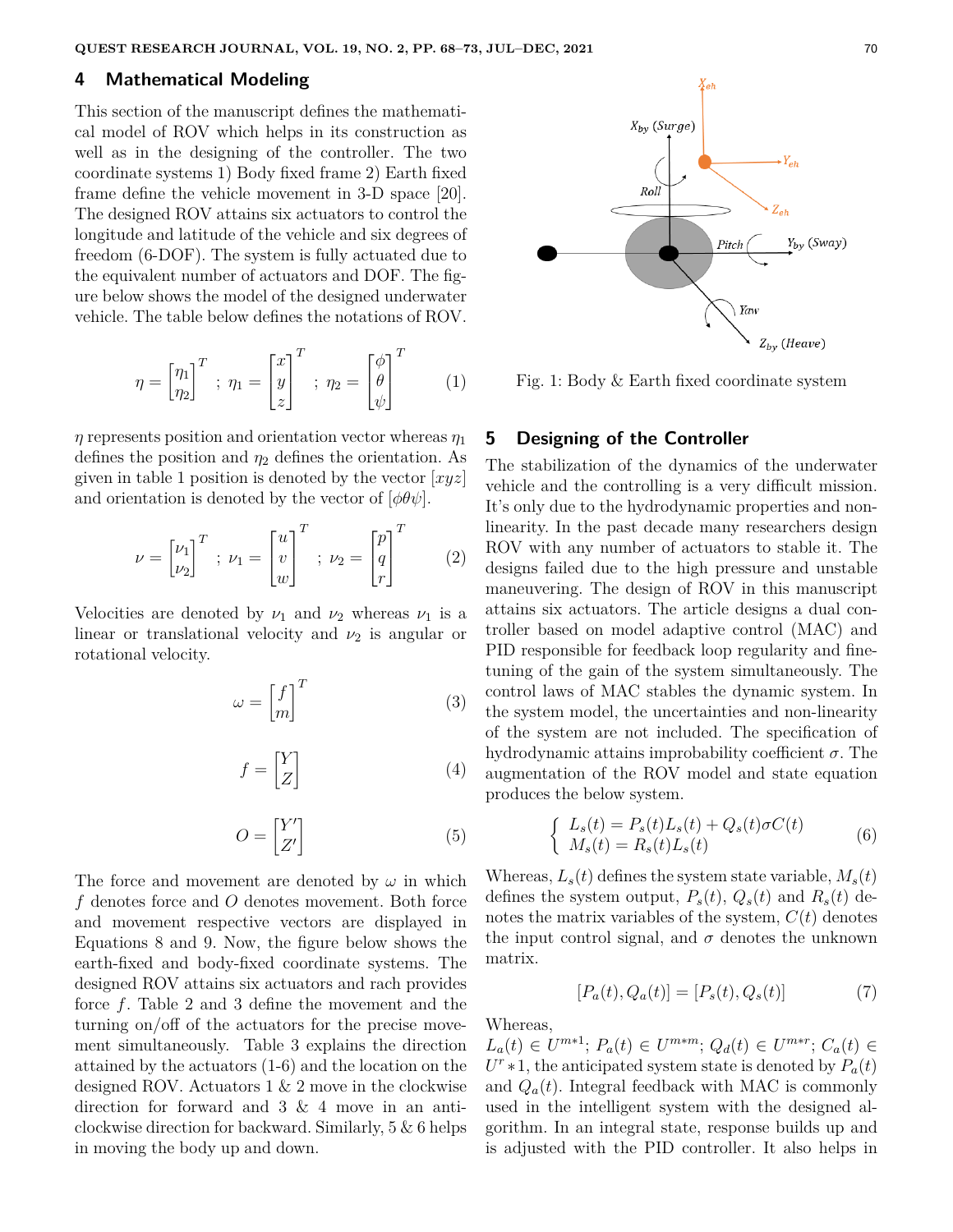## 4 Mathematical Modeling

This section of the manuscript defines the mathematical model of ROV which helps in its construction as well as in the designing of the controller. The two coordinate systems 1) Body fixed frame 2) Earth fixed frame define the vehicle movement in 3-D space [20]. The designed ROV attains six actuators to control the longitude and latitude of the vehicle and six degrees of freedom (6-DOF). The system is fully actuated due to the equivalent number of actuators and DOF. The figure below shows the model of the designed underwater vehicle. The table below defines the notations of ROV.

$$\eta = \begin{bmatrix} \eta_1 \\ \eta_2 \end{bmatrix}^T ; \ \eta_1 = \begin{bmatrix} x \\ y \\ z \end{bmatrix}^T ; \ \eta_2 = \begin{bmatrix} \phi \\ \theta \\ \psi \end{bmatrix}^T \tag{1}$$

$\eta$ represents position and orientation vector whereas $\eta_1$ defines the position and $\eta_2$ defines the orientation. As given in table 1 position is denoted by the vector $[xyz]$ and orientation is denoted by the vector of $[\phi\theta\psi]$.

$$\nu = \begin{bmatrix} \nu_1 \\ \nu_2 \end{bmatrix}^T ; \ \nu_1 = \begin{bmatrix} u \\ v \\ w \end{bmatrix}^T ; \ \nu_2 = \begin{bmatrix} p \\ q \\ r \end{bmatrix}^T \tag{2}$$

Velocities are denoted by $\nu_1$ and $\nu_2$ whereas $\nu_1$ is a linear or translational velocity and $\nu_2$ is angular or rotational velocity.

$$\omega = \begin{bmatrix} f \\ m \end{bmatrix}^T \tag{3}$$

$$f = \begin{bmatrix} Y \\ Z \end{bmatrix} \tag{4}$$

$$O = \begin{bmatrix} Y' \\ Z' \end{bmatrix} \tag{5}$$

The force and movement are denoted by $\omega$ in which $f$ denotes force and $O$ denotes movement. Both force and movement respective vectors are displayed in Equations 8 and 9. Now, the figure below shows the earth-fixed and body-fixed coordinate systems. The designed ROV attains six actuators and rach provides force $f$. Table 2 and 3 define the movement and the turning on/off of the actuators for the precise movement simultaneously. Table 3 explains the direction attained by the actuators (1-6) and the location on the designed ROV. Actuators 1 & 2 move in the clockwise direction for forward and 3 & 4 move in an anti-clockwise direction for backward. Similarly, 5 & 6 helps in moving the body up and down.

Fig. 1: Body & Earth fixed coordinate system

## 5 Designing of the Controller

The stabilization of the dynamics of the underwater vehicle and the controlling is a very difficult mission. It's only due to the hydrodynamic properties and non-linearity. In the past decade many researchers design ROV with any number of actuators to stable it. The designs failed due to the high pressure and unstable maneuvering. The design of ROV in this manuscript attains six actuators. The article designs a dual controller based on model adaptive control (MAC) and PID responsible for feedback loop regularity and fine-tuning of the gain of the system simultaneously. The control laws of MAC stables the dynamic system. In the system model, the uncertainties and non-linearity of the system are not included. The specification of hydrodynamic attains improbability coefficient $\sigma$. The augmentation of the ROV model and state equation produces the below system.

$$\begin{cases} L_s(t) = P_s(t)L_s(t) + Q_s(t)\sigma C(t) \\ M_s(t) = R_s(t)L_s(t) \end{cases} \tag{6}$$

Whereas, $L_s(t)$ defines the system state variable, $M_s(t)$ defines the system output, $P_s(t)$, $Q_s(t)$ and $R_s(t)$ denotes the matrix variables of the system, $C(t)$ denotes the input control signal, and $\sigma$ denotes the unknown matrix.

$$[P_a(t), Q_a(t)] = [P_s(t), Q_s(t)] \tag{7}$$

Whereas,
$L_a(t) \in U^{m*1}$; $P_a(t) \in U^{m*m}$; $Q_d(t) \in U^{m*r}$; $C_a(t) \in U^r * 1$, the anticipated system state is denoted by $P_a(t)$ and $Q_a(t)$. Integral feedback with MAC is commonly used in the intelligent system with the designed algorithm. In an integral state, response builds up and is adjusted with the PID controller. It also helps in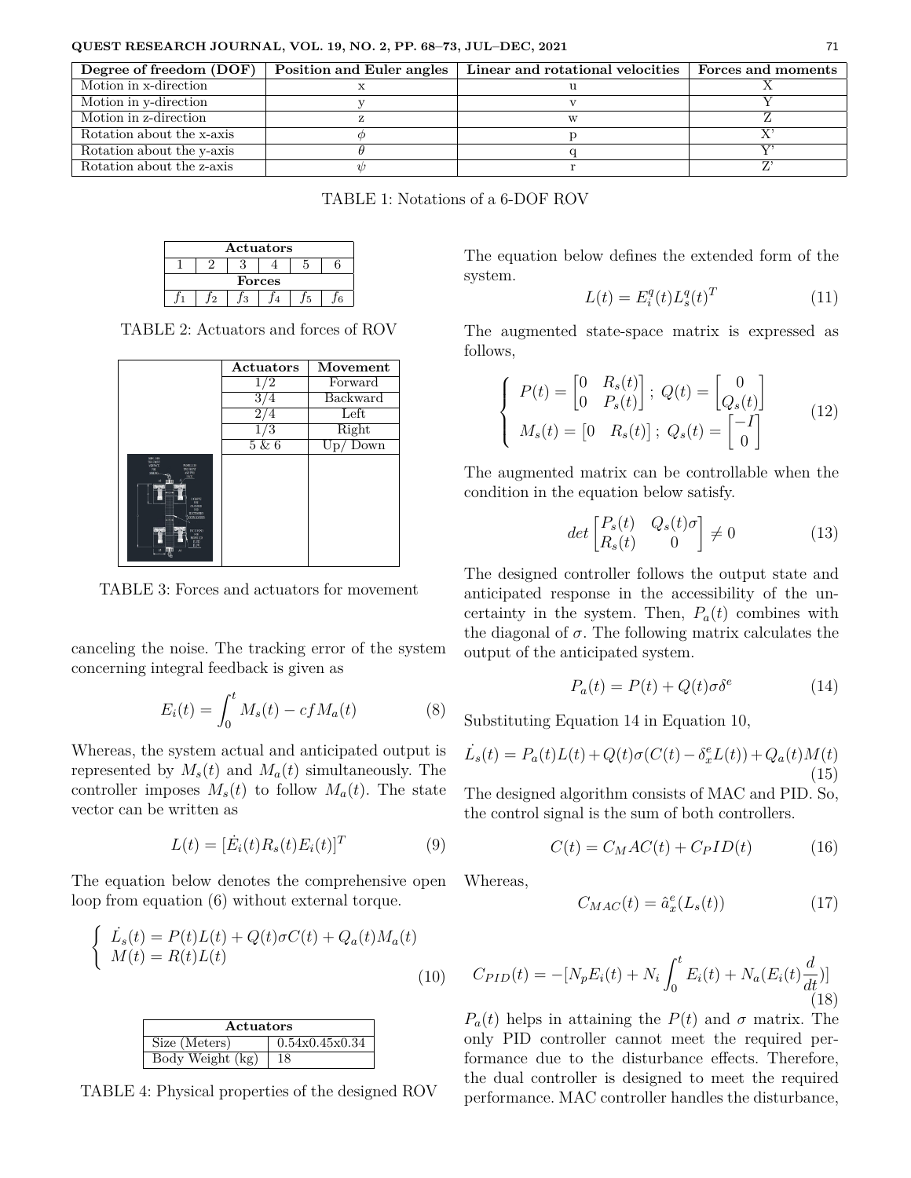| Degree of freedom (DOF) | Position and Euler angles | Linear and rotational velocities | Forces and moments |
|---|---|---|---|
| Motion in x-direction | x | u | X |
| Motion in y-direction | y | v | Y |
| Motion in z-direction | z | w | Z |
| Rotation about the x-axis | $\phi$ | p | X' |
| Rotation about the y-axis | $\theta$ | q | Y' |
| Rotation about the z-axis | $\psi$ | r | Z' |

TABLE 1: Notations of a 6-DOF ROV

| Actuators | | | | | |
|---|---|---|---|---|---|
| 1 | 2 | 3 | 4 | 5 | 6 |
| **Forces** | | | | | |
| $f_1$ | $f_2$ | $f_3$ | $f_4$ | $f_5$ | $f_6$ |

TABLE 2: Actuators and forces of ROV

| | Actuators | Movement |
|---|---|---|
| | 1/2 | Forward |
| | 3/4 | Backward |
| | 2/4 | Left |
| | 1/3 | Right |
| | 5 & 6 | Up/ Down |

TABLE 3: Forces and actuators for movement

canceling the noise. The tracking error of the system concerning integral feedback is given as

$$E_i(t) = \int_0^t M_s(t) - cfM_a(t) \tag{8}$$

Whereas, the system actual and anticipated output is represented by $M_s(t)$ and $M_a(t)$ simultaneously. The controller imposes $M_s(t)$ to follow $M_a(t)$. The state vector can be written as

$$L(t) = [\dot{E}_i(t)R_s(t)E_i(t)]^T \tag{9}$$

The equation below denotes the comprehensive open loop from equation (6) without external torque.

$$\begin{cases} \dot{L}_s(t) = P(t)L(t) + Q(t)\sigma C(t) + Q_a(t)M_a(t) \\ M(t) = R(t)L(t) \end{cases} \tag{10}$$

| Actuators | |
|---|---|
| Size (Meters) | 0.54x0.45x0.34 |
| Body Weight (kg) | 18 |

TABLE 4: Physical properties of the designed ROV

The equation below defines the extended form of the system.

$$L(t) = E_i^q(t)L_s^q(t)^T \tag{11}$$

The augmented state-space matrix is expressed as follows,

$$\begin{cases} P(t) = \begin{bmatrix} 0 & R_s(t) \\ 0 & P_s(t) \end{bmatrix}; \; Q(t) = \begin{bmatrix} 0 \\ Q_s(t) \end{bmatrix} \\ M_s(t) = \begin{bmatrix} 0 & R_s(t) \end{bmatrix}; \; Q_s(t) = \begin{bmatrix} -I \\ 0 \end{bmatrix} \end{cases} \tag{12}$$

The augmented matrix can be controllable when the condition in the equation below satisfy.

$$det \begin{bmatrix} P_s(t) & Q_s(t)\sigma \\ R_s(t) & 0 \end{bmatrix} \neq 0 \tag{13}$$

The designed controller follows the output state and anticipated response in the accessibility of the uncertainty in the system. Then, $P_a(t)$ combines with the diagonal of $\sigma$. The following matrix calculates the output of the anticipated system.

$$P_a(t) = P(t) + Q(t)\sigma\delta^e \tag{14}$$

Substituting Equation 14 in Equation 10,

$$\dot{L}_s(t) = P_a(t)L(t) + Q(t)\sigma(C(t) - \delta_x^e L(t)) + Q_a(t)M(t) \tag{15}$$

The designed algorithm consists of MAC and PID. So, the control signal is the sum of both controllers.

$$C(t) = C_MAC(t) + C_PID(t) \tag{16}$$

Whereas,

$$C_{MAC}(t) = \hat{a}_x^e(L_s(t)) \tag{17}$$

$$C_{PID}(t) = -[N_p E_i(t) + N_i \int_0^t E_i(t) + N_a(E_i(t)\frac{d}{dt})] \tag{18}$$

$P_a(t)$ helps in attaining the $P(t)$ and $\sigma$ matrix. The only PID controller cannot meet the required performance due to the disturbance effects. Therefore, the dual controller is designed to meet the required performance. MAC controller handles the disturbance,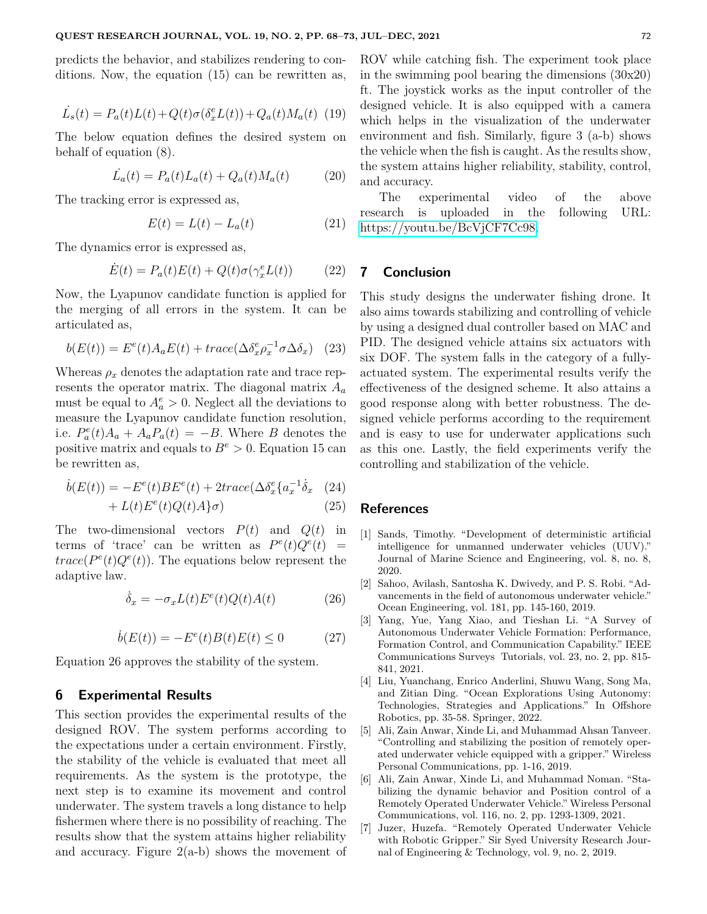predicts the behavior, and stabilizes rendering to conditions. Now, the equation (15) can be rewritten as,

$$\dot{L_s}(t) = P_a(t)L(t) + Q(t)\sigma(\delta_x^e L(t)) + Q_a(t)M_a(t) \quad (19)$$

The below equation defines the desired system on behalf of equation (8).

$$\dot{L_a}(t) = P_a(t)L_a(t) + Q_a(t)M_a(t) \quad (20)$$

The tracking error is expressed as,

$$E(t) = L(t) - L_a(t) \quad (21)$$

The dynamics error is expressed as,

$$\dot{E}(t) = P_a(t)E(t) + Q(t)\sigma(\gamma_x^e L(t)) \quad (22)$$

Now, the Lyapunov candidate function is applied for the merging of all errors in the system. It can be articulated as,

$$b(E(t)) = E^e(t)A_aE(t) + trace(\Delta\delta_x^e \rho_x^{-1}\sigma\Delta\delta_x) \quad (23)$$

Whereas $\rho_x$ denotes the adaptation rate and trace represents the operator matrix. The diagonal matrix $A_a$ must be equal to $A_a^e > 0$. Neglect all the deviations to measure the Lyapunov candidate function resolution, i.e. $P_a^e(t)A_a + A_aP_a(t) = -B$. Where $B$ denotes the positive matrix and equals to $B^e > 0$. Equation 15 can be rewritten as,

$$\dot{b}(E(t)) = -E^e(t)BE^e(t) + 2trace(\Delta\delta_x^e\{a_x^{-1}\dot{\delta}_x \quad (24)$$

$$+ L(t)E^e(t)Q(t)A\}\sigma) \quad (25)$$

The two-dimensional vectors $P(t)$ and $Q(t)$ in terms of 'trace' can be written as $P^e(t)Q^e(t) = trace(P^e(t)Q^e(t))$. The equations below represent the adaptive law.

$$\dot{\delta}_x = -\sigma_x L(t)E^e(t)Q(t)A(t) \quad (26)$$

$$\dot{b}(E(t)) = -E^e(t)B(t)E(t) \leq 0 \quad (27)$$

Equation 26 approves the stability of the system.

## 6 Experimental Results

This section provides the experimental results of the designed ROV. The system performs according to the expectations under a certain environment. Firstly, the stability of the vehicle is evaluated that meet all requirements. As the system is the prototype, the next step is to examine its movement and control underwater. The system travels a long distance to help fishermen where there is no possibility of reaching. The results show that the system attains higher reliability and accuracy. Figure 2(a-b) shows the movement of ROV while catching fish. The experiment took place in the swimming pool bearing the dimensions (30x20) ft. The joystick works as the input controller of the designed vehicle. It is also equipped with a camera which helps in the visualization of the underwater environment and fish. Similarly, figure 3 (a-b) shows the vehicle when the fish is caught. As the results show, the system attains higher reliability, stability, control, and accuracy.

The experimental video of the above research is uploaded in the following URL: https://youtu.be/BcVjCF7Cc98.

## 7 Conclusion

This study designs the underwater fishing drone. It also aims towards stabilizing and controlling of vehicle by using a designed dual controller based on MAC and PID. The designed vehicle attains six actuators with six DOF. The system falls in the category of a fully-actuated system. The experimental results verify the effectiveness of the designed scheme. It also attains a good response along with better robustness. The designed vehicle performs according to the requirement and is easy to use for underwater applications such as this one. Lastly, the field experiments verify the controlling and stabilization of the vehicle.

## References

[1] Sands, Timothy. "Development of deterministic artificial intelligence for unmanned underwater vehicles (UUV)." Journal of Marine Science and Engineering, vol. 8, no. 8, 2020.

[2] Sahoo, Avilash, Santosha K. Dwivedy, and P. S. Robi. "Advancements in the field of autonomous underwater vehicle." Ocean Engineering, vol. 181, pp. 145-160, 2019.

[3] Yang, Yue, Yang Xiao, and Tieshan Li. "A Survey of Autonomous Underwater Vehicle Formation: Performance, Formation Control, and Communication Capability." IEEE Communications Surveys Tutorials, vol. 23, no. 2, pp. 815-841, 2021.

[4] Liu, Yuanchang, Enrico Anderlini, Shuwu Wang, Song Ma, and Zitian Ding. "Ocean Explorations Using Autonomy: Technologies, Strategies and Applications." In Offshore Robotics, pp. 35-58. Springer, 2022.

[5] Ali, Zain Anwar, Xinde Li, and Muhammad Ahsan Tanveer. "Controlling and stabilizing the position of remotely operated underwater vehicle equipped with a gripper." Wireless Personal Communications, pp. 1-16, 2019.

[6] Ali, Zain Anwar, Xinde Li, and Muhammad Noman. "Stabilizing the dynamic behavior and Position control of a Remotely Operated Underwater Vehicle." Wireless Personal Communications, vol. 116, no. 2, pp. 1293-1309, 2021.

[7] Juzer, Huzefa. "Remotely Operated Underwater Vehicle with Robotic Gripper." Sir Syed University Research Journal of Engineering & Technology, vol. 9, no. 2, 2019.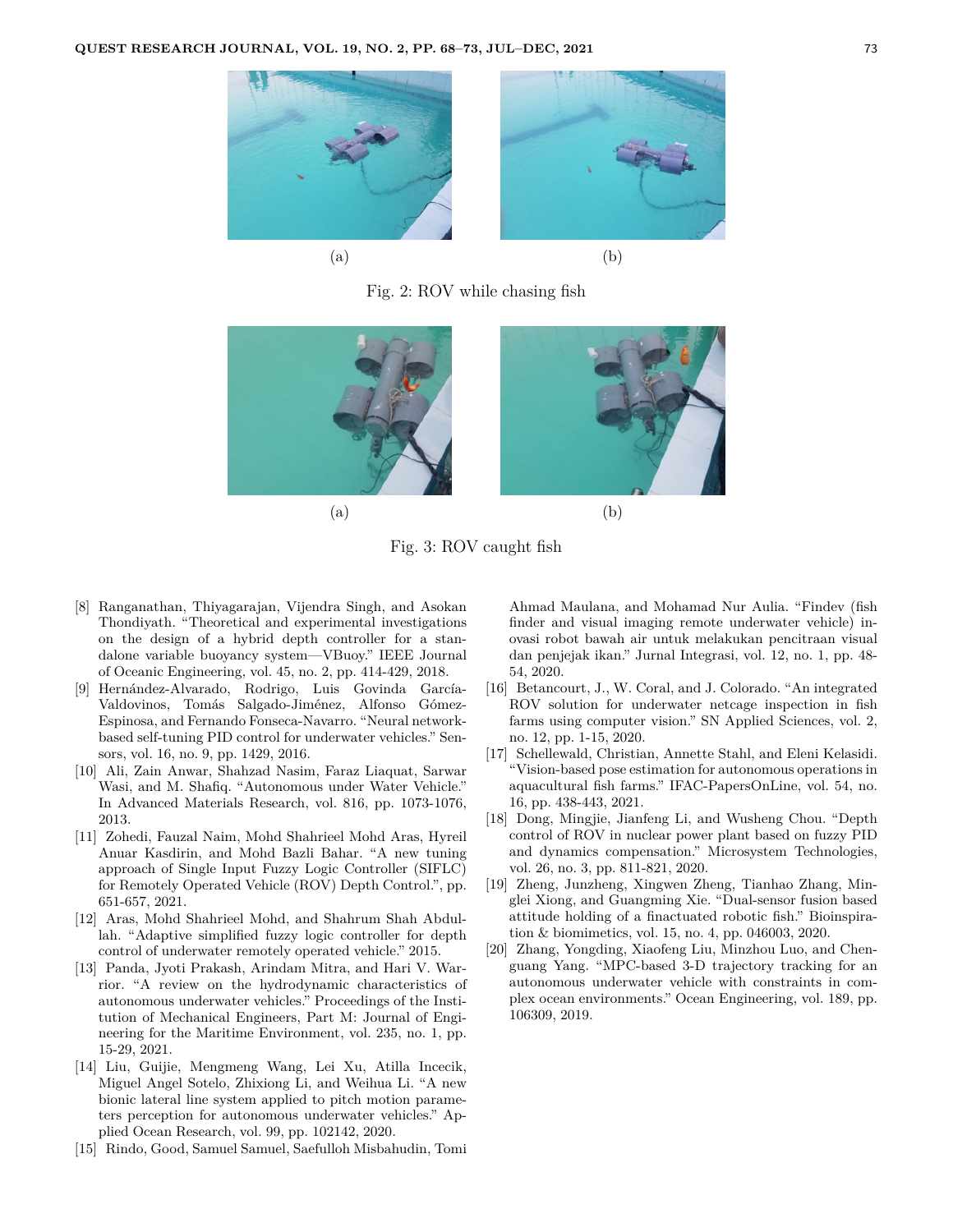(a)

(b)

Fig. 2: ROV while chasing fish

(a)

(b)

Fig. 3: ROV caught fish

[8] Ranganathan, Thiyagarajan, Vijendra Singh, and Asokan Thondiyath. "Theoretical and experimental investigations on the design of a hybrid depth controller for a standalone variable buoyancy system—VBuoy." IEEE Journal of Oceanic Engineering, vol. 45, no. 2, pp. 414-429, 2018.

[9] Hernández-Alvarado, Rodrigo, Luis Govinda García-Valdovinos, Tomás Salgado-Jiménez, Alfonso Gómez-Espinosa, and Fernando Fonseca-Navarro. "Neural network-based self-tuning PID control for underwater vehicles." Sensors, vol. 16, no. 9, pp. 1429, 2016.

[10] Ali, Zain Anwar, Shahzad Nasim, Faraz Liaquat, Sarwar Wasi, and M. Shafiq. "Autonomous under Water Vehicle." In Advanced Materials Research, vol. 816, pp. 1073-1076, 2013.

[11] Zohedi, Fauzal Naim, Mohd Shahrieel Mohd Aras, Hyreil Anuar Kasdirin, and Mohd Bazli Bahar. "A new tuning approach of Single Input Fuzzy Logic Controller (SIFLC) for Remotely Operated Vehicle (ROV) Depth Control.", pp. 651-657, 2021.

[12] Aras, Mohd Shahrieel Mohd, and Shahrum Shah Abdullah. "Adaptive simplified fuzzy logic controller for depth control of underwater remotely operated vehicle." 2015.

[13] Panda, Jyoti Prakash, Arindam Mitra, and Hari V. Warrior. "A review on the hydrodynamic characteristics of autonomous underwater vehicles." Proceedings of the Institution of Mechanical Engineers, Part M: Journal of Engineering for the Maritime Environment, vol. 235, no. 1, pp. 15-29, 2021.

[14] Liu, Guijie, Mengmeng Wang, Lei Xu, Atilla Incecik, Miguel Angel Sotelo, Zhixiong Li, and Weihua Li. "A new bionic lateral line system applied to pitch motion parameters perception for autonomous underwater vehicles." Applied Ocean Research, vol. 99, pp. 102142, 2020.

[15] Rindo, Good, Samuel Samuel, Saefulloh Misbahudin, Tomi Ahmad Maulana, and Mohamad Nur Aulia. "Findev (fish finder and visual imaging remote underwater vehicle) inovasi robot bawah air untuk melakukan pencitraan visual dan penjejak ikan." Jurnal Integrasi, vol. 12, no. 1, pp. 48-54, 2020.

[16] Betancourt, J., W. Coral, and J. Colorado. "An integrated ROV solution for underwater netcage inspection in fish farms using computer vision." SN Applied Sciences, vol. 2, no. 12, pp. 1-15, 2020.

[17] Schellewald, Christian, Annette Stahl, and Eleni Kelasidi. "Vision-based pose estimation for autonomous operations in aquacultural fish farms." IFAC-PapersOnLine, vol. 54, no. 16, pp. 438-443, 2021.

[18] Dong, Mingjie, Jianfeng Li, and Wusheng Chou. "Depth control of ROV in nuclear power plant based on fuzzy PID and dynamics compensation." Microsystem Technologies, vol. 26, no. 3, pp. 811-821, 2020.

[19] Zheng, Junzheng, Xingwen Zheng, Tianhao Zhang, Minglei Xiong, and Guangming Xie. "Dual-sensor fusion based attitude holding of a finactuated robotic fish." Bioinspiration & biomimetics, vol. 15, no. 4, pp. 046003, 2020.

[20] Zhang, Yongding, Xiaofeng Liu, Minzhou Luo, and Chenguang Yang. "MPC-based 3-D trajectory tracking for an autonomous underwater vehicle with constraints in complex ocean environments." Ocean Engineering, vol. 189, pp. 106309, 2019.